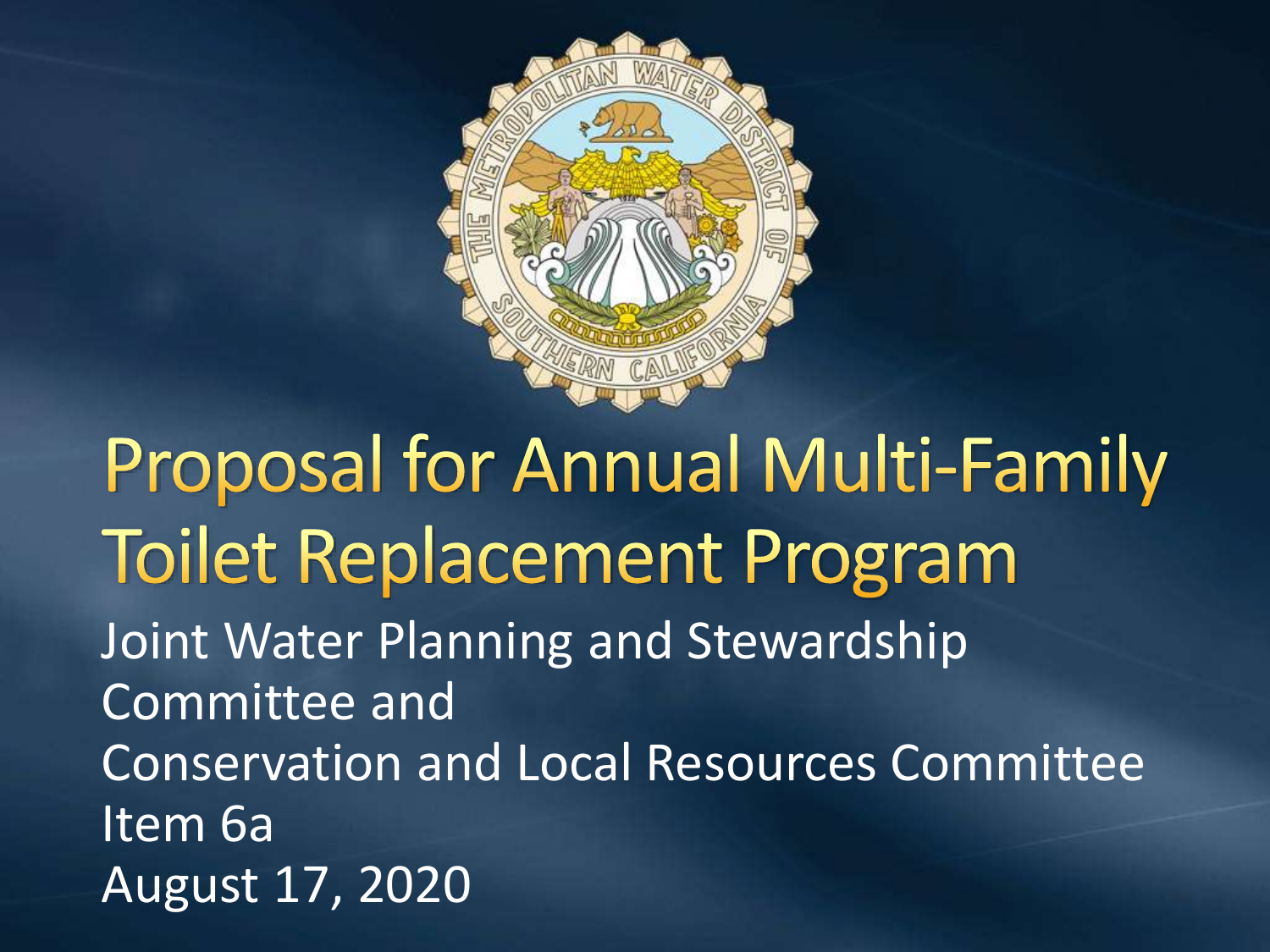# Proposal for Annual Multi-Family Toilet Replacement Program

Joint Water Planning and Stewardship Committee and
Conservation and Local Resources Committee
Item 6a
August 17, 2020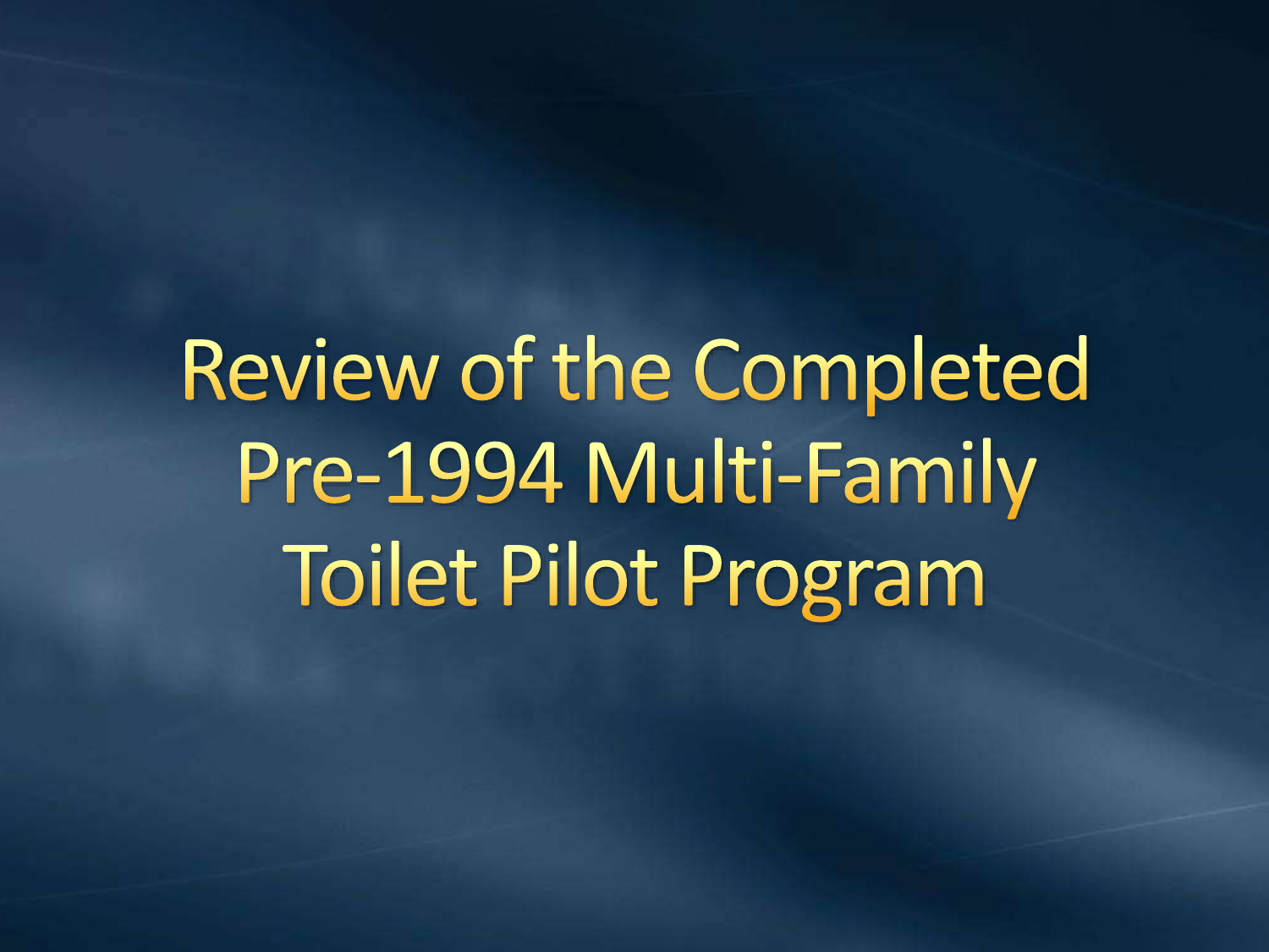# Review of the Completed Pre-1994 Multi-Family Toilet Pilot Program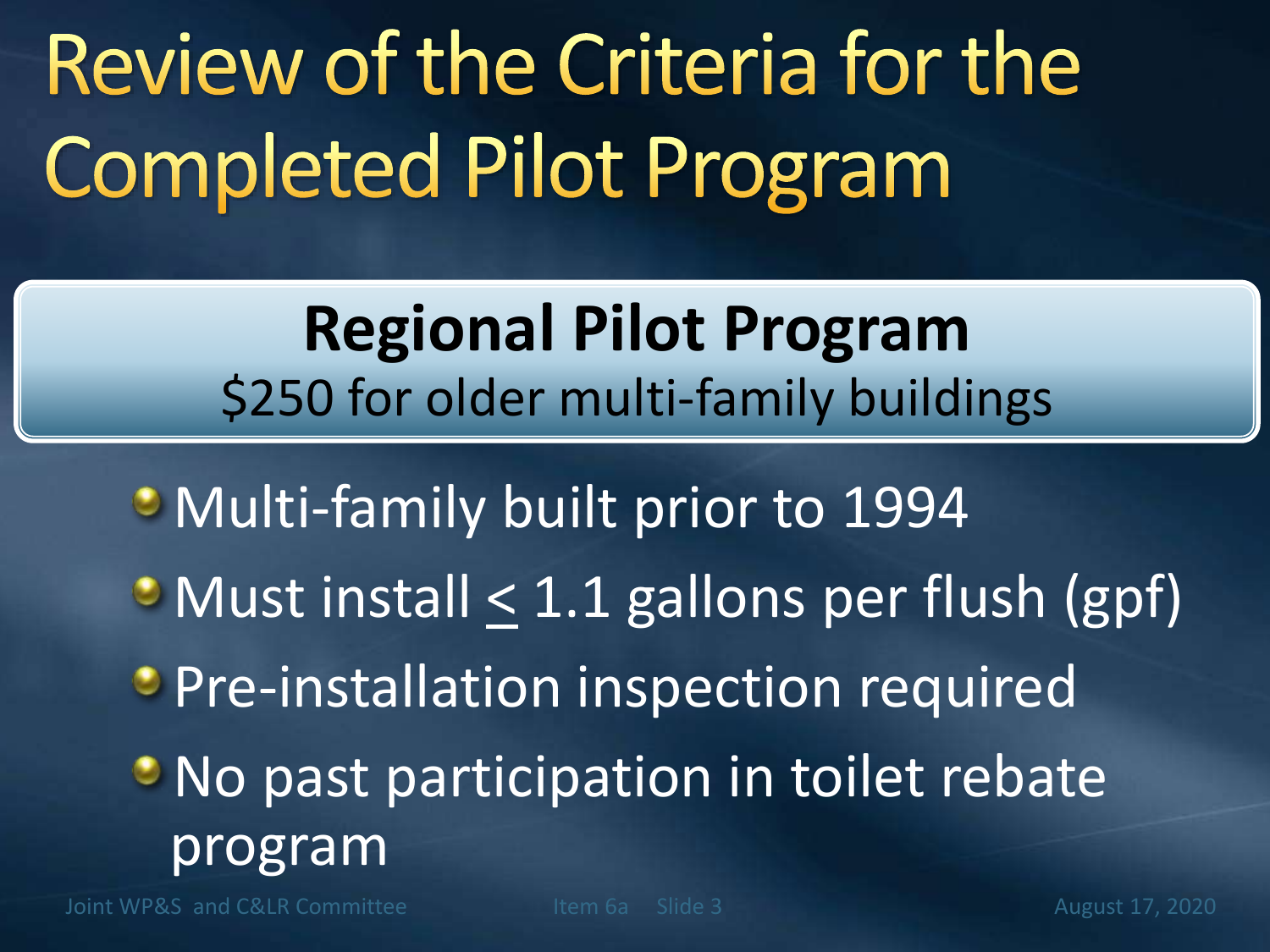# Review of the Criteria for the Completed Pilot Program

## Regional Pilot Program

$250 for older multi-family buildings

- Multi-family built prior to 1994
- Must install $\leq$ 1.1 gallons per flush (gpf)
- Pre-installation inspection required
- No past participation in toilet rebate program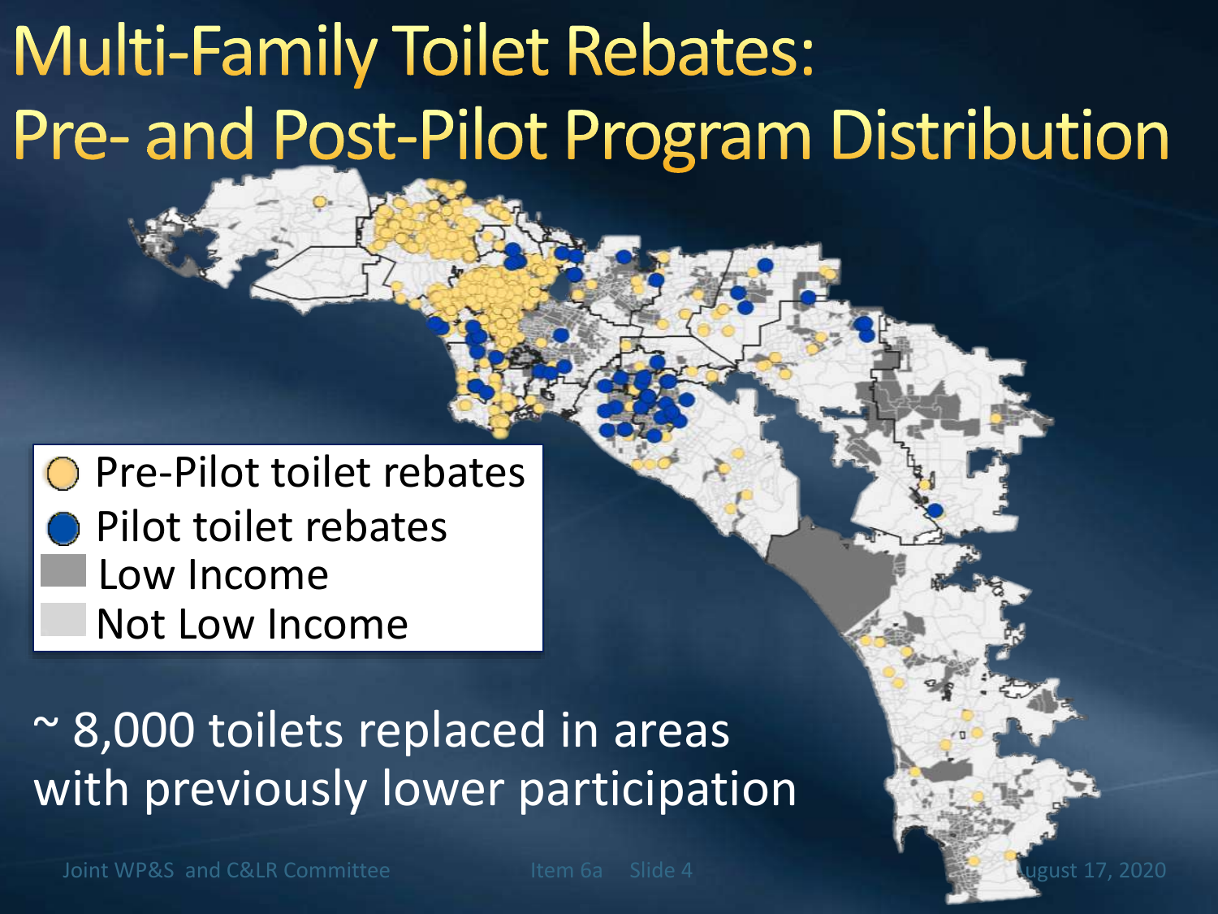# Multi-Family Toilet Rebates: Pre- and Post-Pilot Program Distribution

- Pre-Pilot toilet rebates
- Pilot toilet rebates
- Low Income
- Not Low Income

~ 8,000 toilets replaced in areas with previously lower participation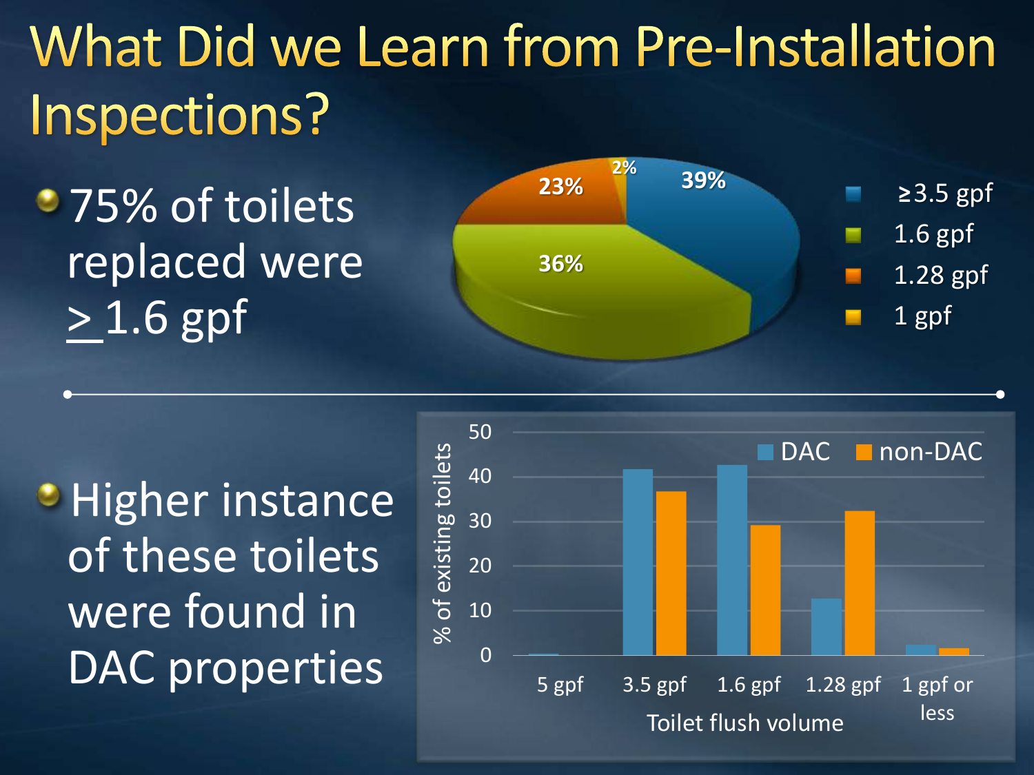# What Did we Learn from Pre-Installation Inspections?

- 75% of toilets replaced were ≥ 1.6 gpf

| Toilet flush volume | % of toilets replaced |
|---|---|
| ≥3.5 gpf | 39% |
| 1.6 gpf | 36% |
| 1.28 gpf | 23% |
| 1 gpf | 2% |

- Higher instance of these toilets were found in DAC properties

% of existing toilets by toilet flush volume (values are approximate, read from bar chart):

| Toilet flush volume | DAC | non-DAC |
|---|---|---|
| 5 gpf | ~0 | |
| 3.5 gpf | ~41 | ~37 |
| 1.6 gpf | ~42 | ~29 |
| 1.28 gpf | ~13 | ~32 |
| 1 gpf or less | ~2 | ~1.5 |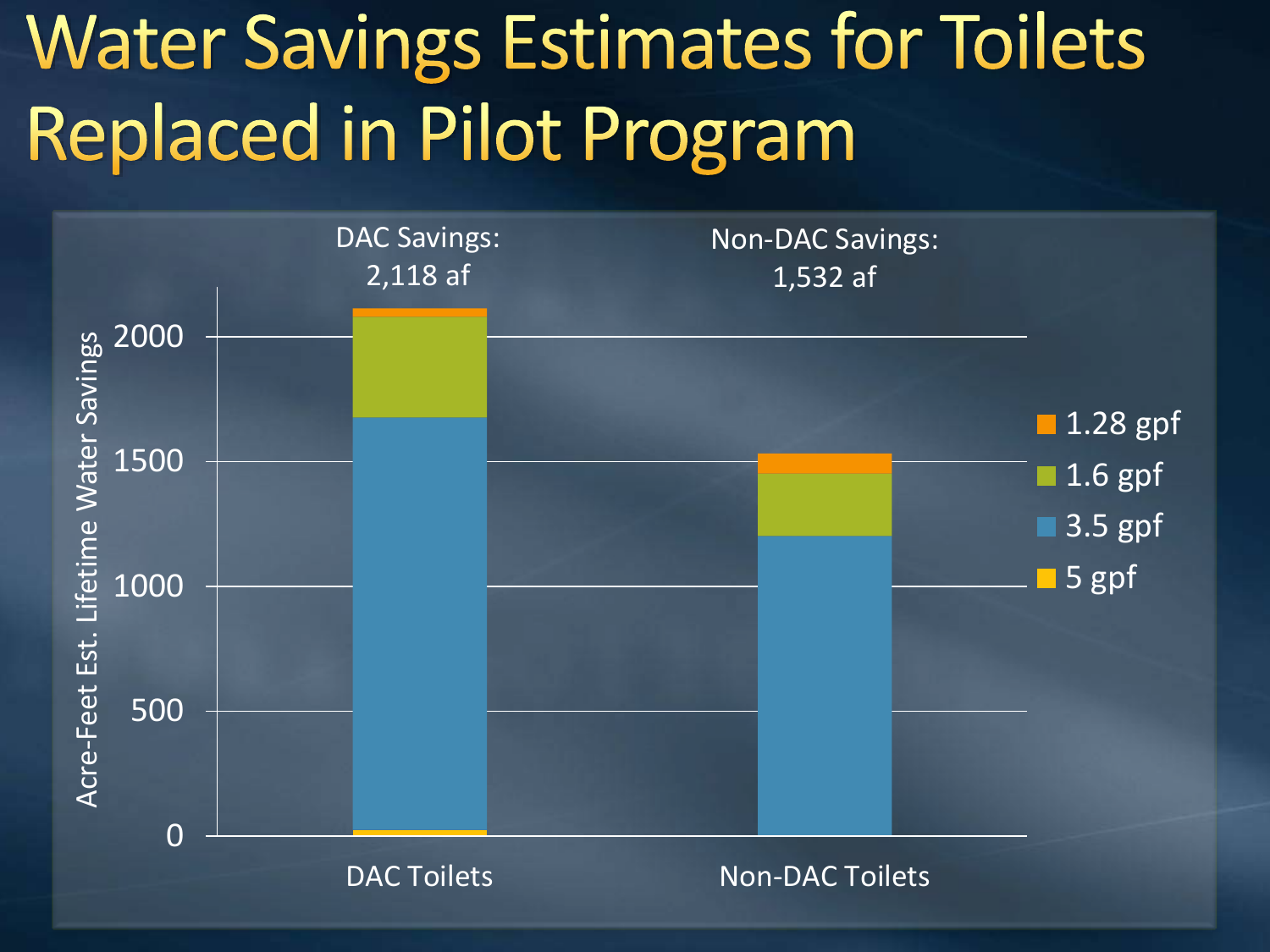# Water Savings Estimates for Toilets Replaced in Pilot Program

DAC Savings: 2,118 af

Non-DAC Savings: 1,532 af

Acre-Feet Est. Lifetime Water Savings

0, 500, 1000, 1500, 2000

DAC Toilets

Non-DAC Toilets

- 1.28 gpf
- 1.6 gpf
- 3.5 gpf
- 5 gpf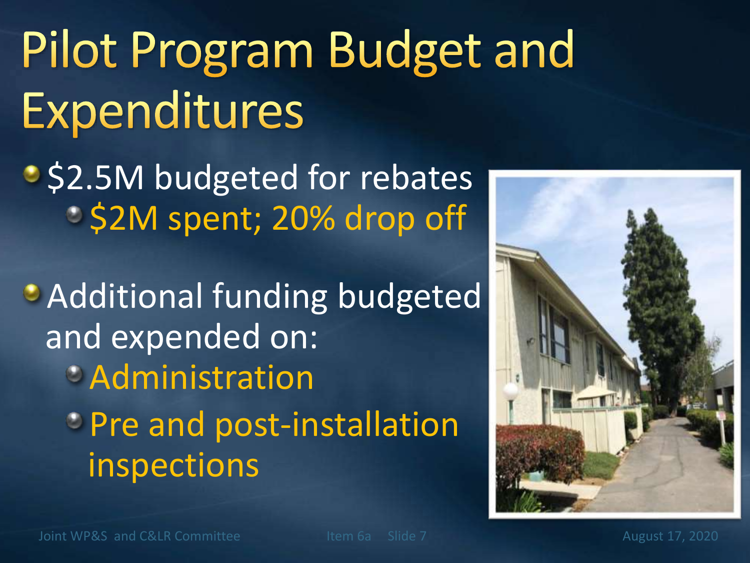# Pilot Program Budget and Expenditures

- $2.5M budgeted for rebates
  - $2M spent; 20% drop off
- Additional funding budgeted and expended on:
  - Administration
  - Pre and post-installation inspections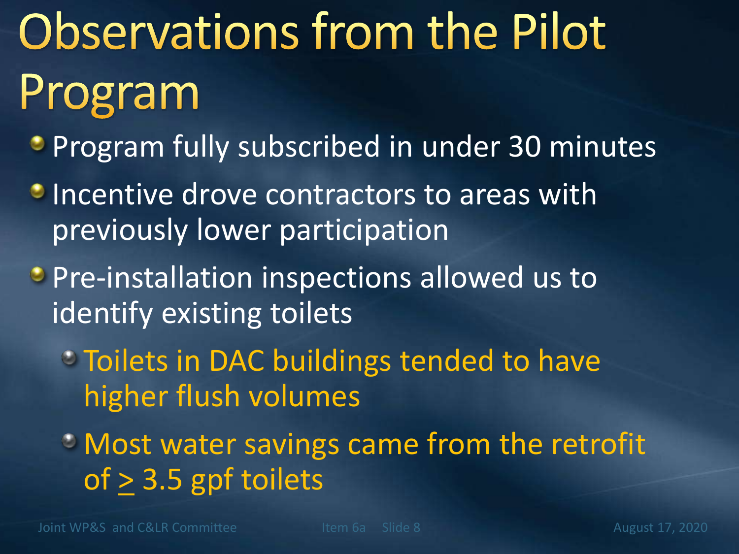# Observations from the Pilot Program

- Program fully subscribed in under 30 minutes
- Incentive drove contractors to areas with previously lower participation
- Pre-installation inspections allowed us to identify existing toilets
  - Toilets in DAC buildings tended to have higher flush volumes
  - Most water savings came from the retrofit of $\geq$ 3.5 gpf toilets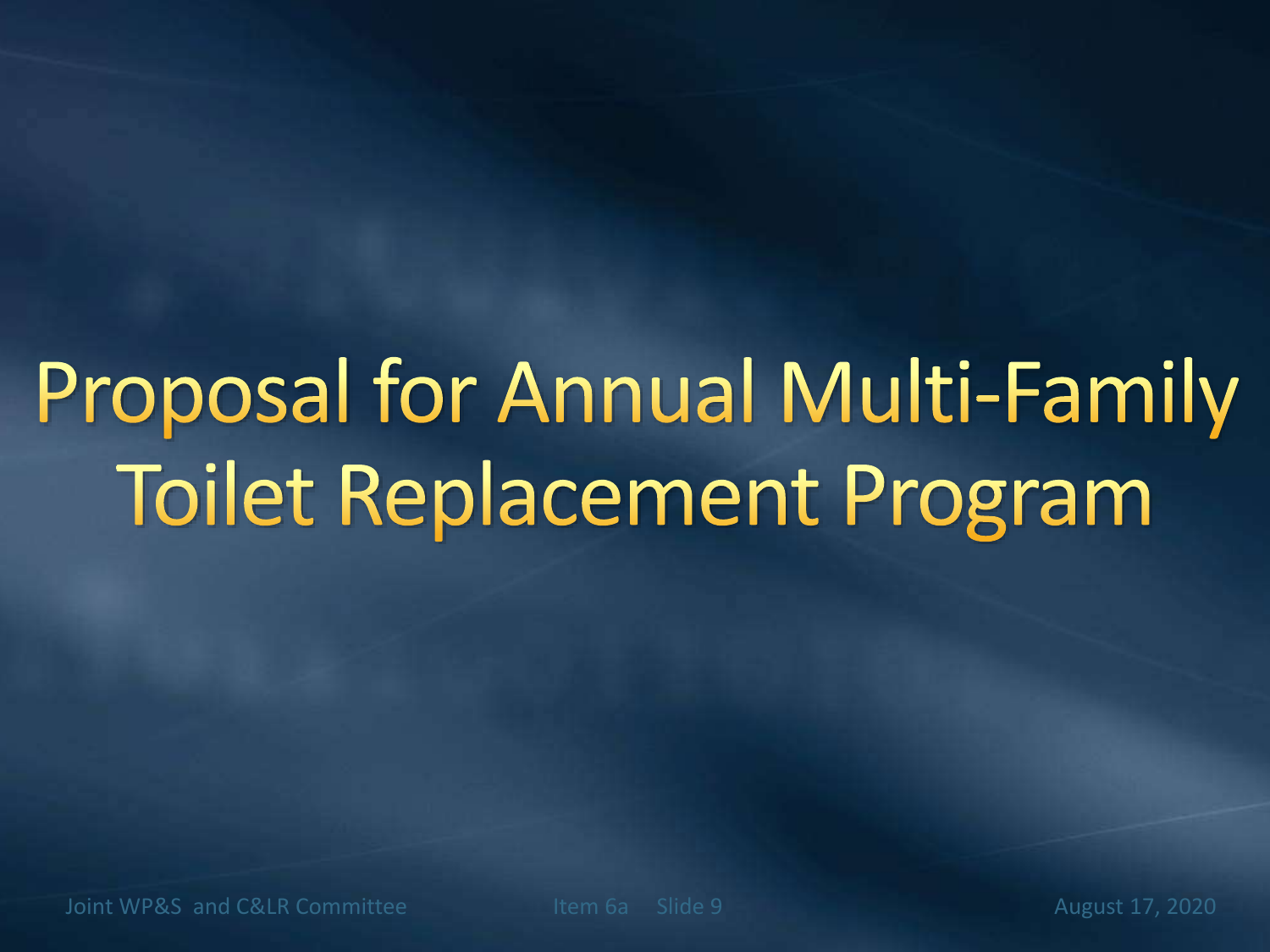# Proposal for Annual Multi-Family Toilet Replacement Program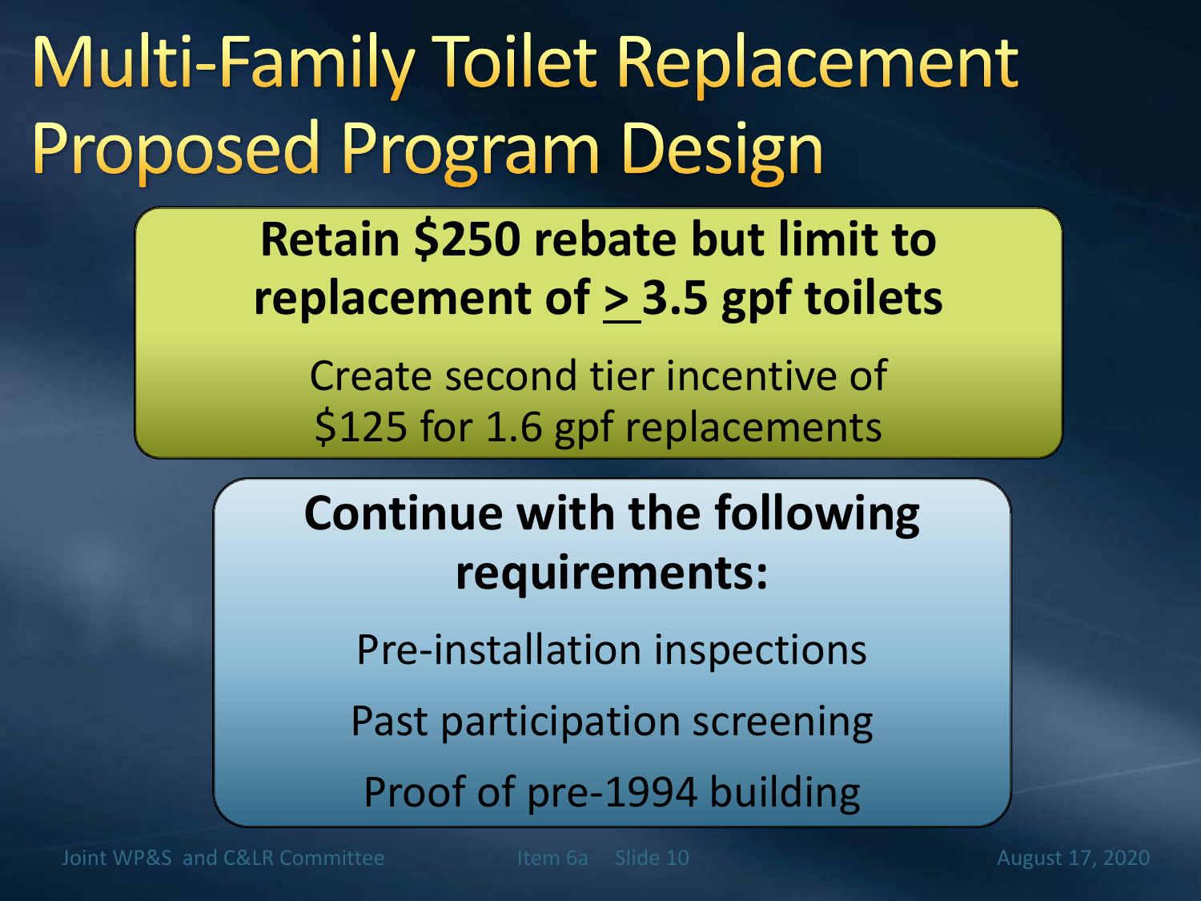# Multi-Family Toilet Replacement Proposed Program Design

**Retain $250 rebate but limit to replacement of ≥ 3.5 gpf toilets**

Create second tier incentive of $125 for 1.6 gpf replacements

**Continue with the following requirements:**

Pre-installation inspections

Past participation screening

Proof of pre-1994 building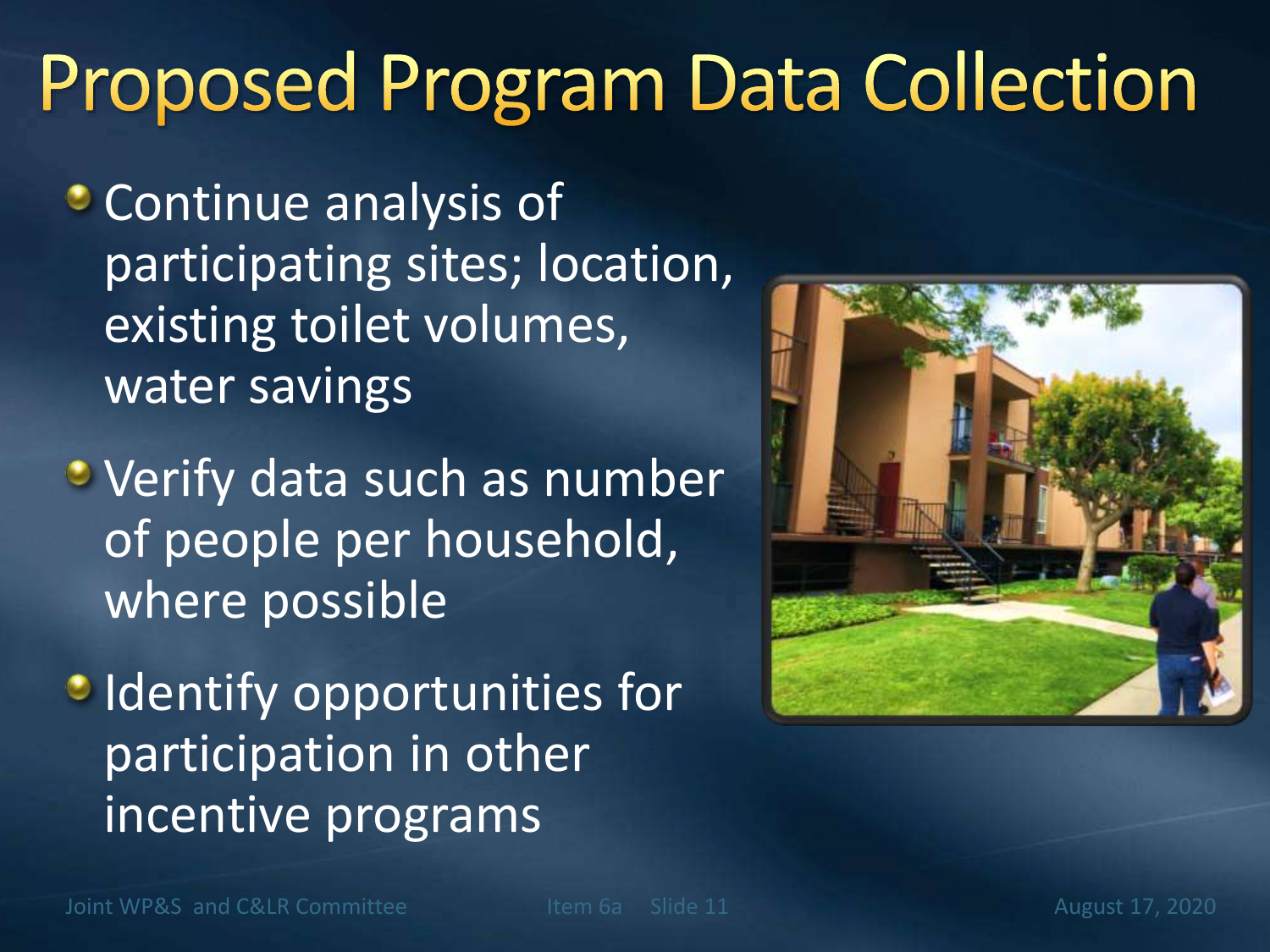# Proposed Program Data Collection

- Continue analysis of participating sites; location, existing toilet volumes, water savings
- Verify data such as number of people per household, where possible
- Identify opportunities for participation in other incentive programs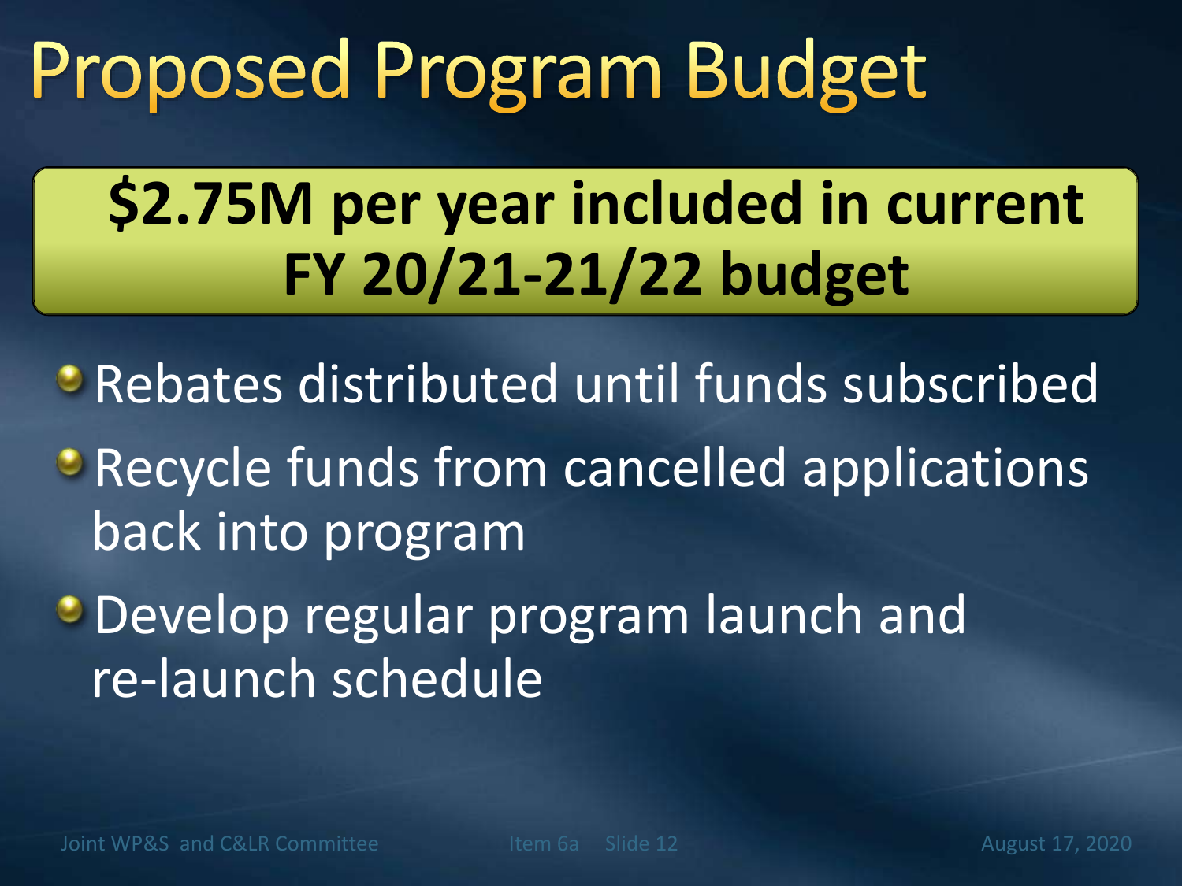# Proposed Program Budget

**$2.75M per year included in current FY 20/21-21/22 budget**

- Rebates distributed until funds subscribed
- Recycle funds from cancelled applications back into program
- Develop regular program launch and re-launch schedule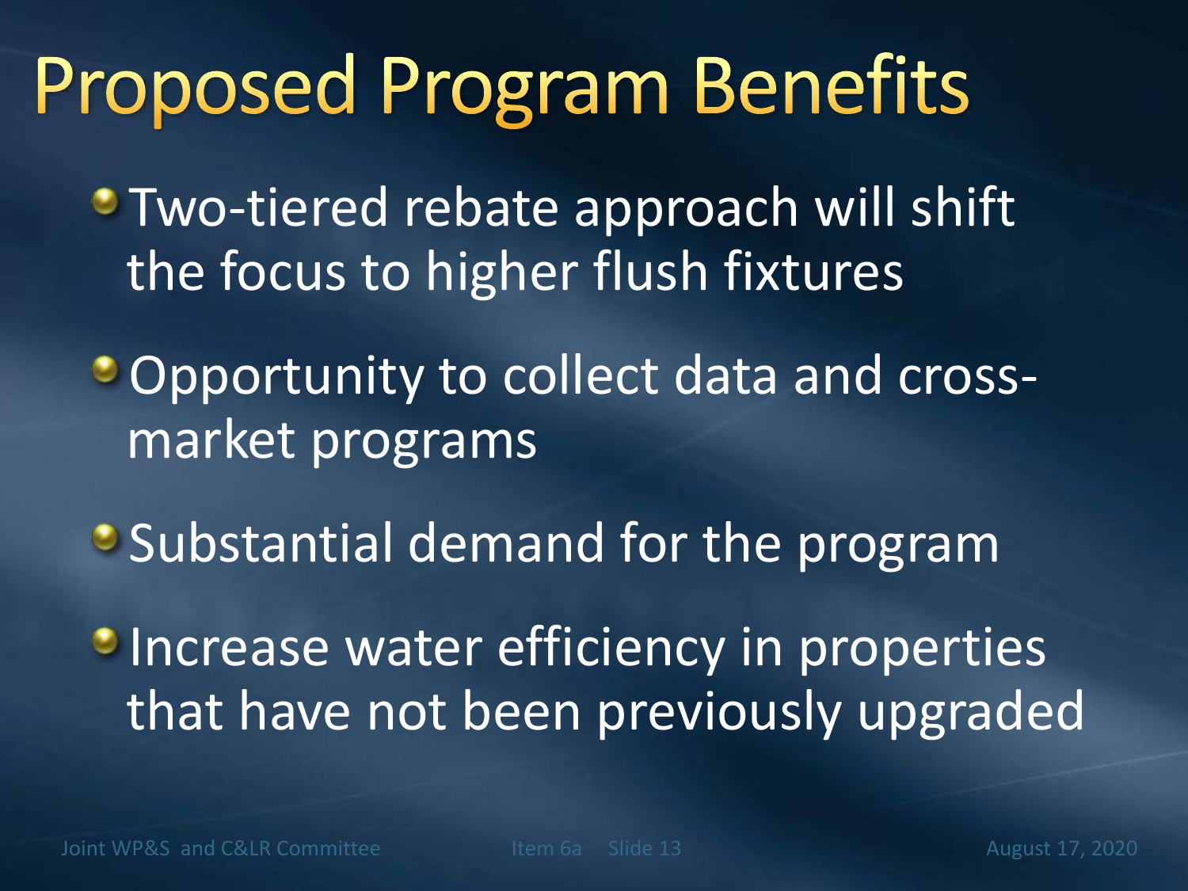# Proposed Program Benefits

- Two-tiered rebate approach will shift the focus to higher flush fixtures
- Opportunity to collect data and cross-market programs
- Substantial demand for the program
- Increase water efficiency in properties that have not been previously upgraded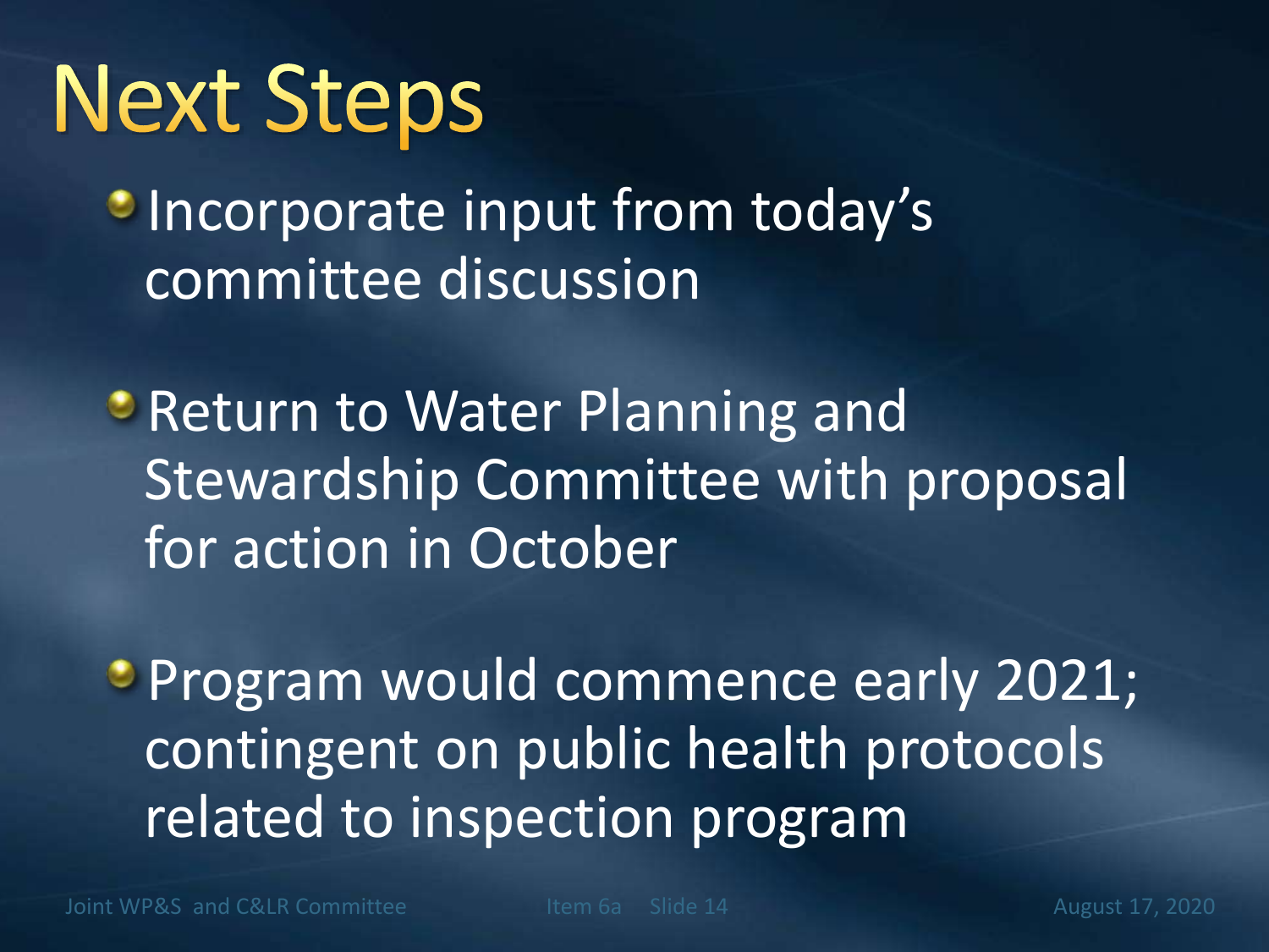# Next Steps

- Incorporate input from today's committee discussion
- Return to Water Planning and Stewardship Committee with proposal for action in October
- Program would commence early 2021; contingent on public health protocols related to inspection program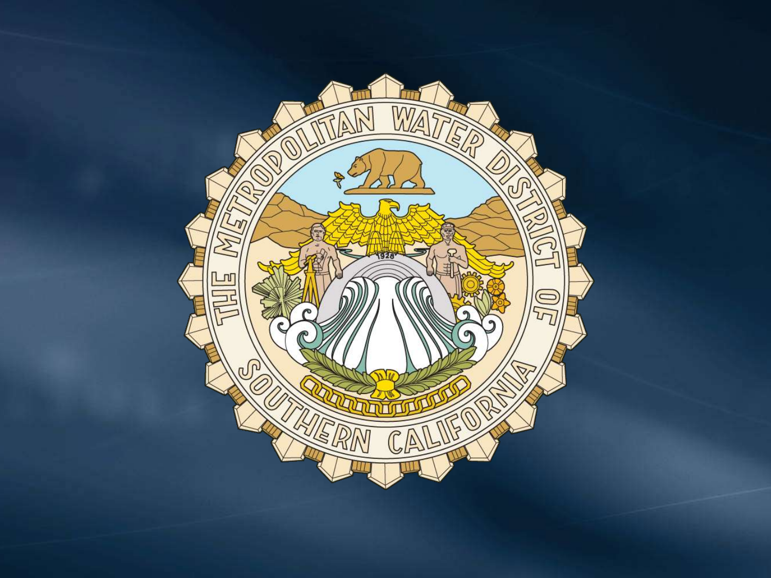THE METROPOLITAN WATER DISTRICT OF SOUTHERN CALIFORNIA

1928